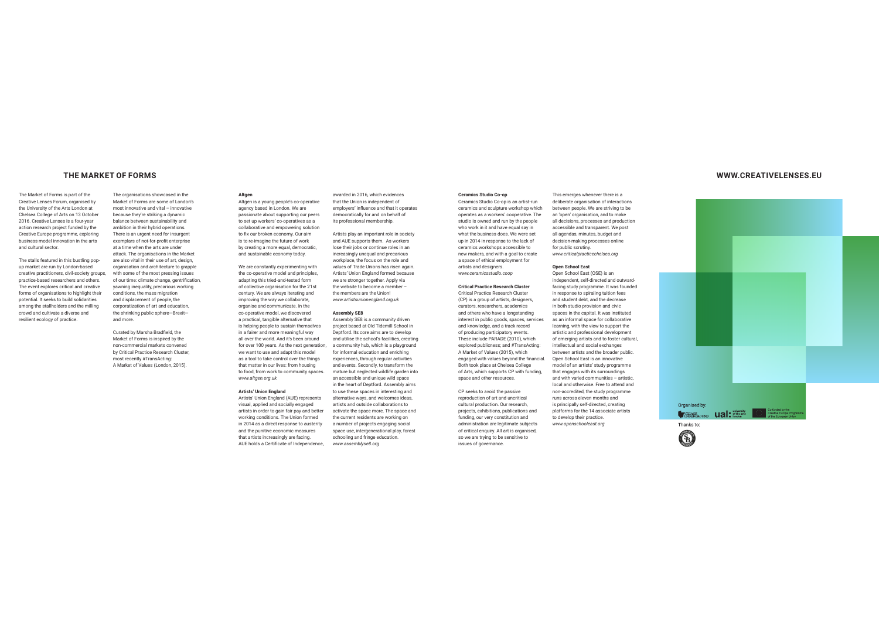# THE MARKET OF FORMS

The Market of Forms is part of the Creative Lenses Forum, organised by the University of the Arts London at Chelsea College of Arts on 13 October 2016. Creative Lenses is a four-year action research project funded by the Creative Europe programme, exploring business model innovation in the arts and cultural sector.

The stalls featured in this bustling pop-up market are run by London-based creative practitioners, civil-society groups, practice-based researchers and others. The event explores critical and creative forms of organisations to highlight their potential. It seeks to build solidarities among the stallholders and the milling crowd and cultivate a diverse and resilient ecology of practice.

The organisations showcased in the Market of Forms are some of London's most innovative and vital – innovative because they're striking a dynamic balance between sustainability and ambition in their hybrid operations. There is an urgent need for insurgent exemplars of not-for-profit enterprise at a time when the arts are under attack. The organisations in the Market are also vital in their use of art, design, organisation and architecture to grapple with some of the most pressing issues of our time: climate change, gentrification, yawning inequality, precarious working conditions, the mass migration and displacement of people, the corporatization of art and education, the shrinking public sphere—Brexit—and more.

Curated by Marsha Bradfield, the Market of Forms is inspired by the non-commercial markets convened by Critical Practice Research Cluster, most recently #TransActing: A Market of Values (London, 2015).

**Altgen**
Altgen is a young people's co-operative agency based in London. We are passionate about supporting our peers to set up workers' co-operatives as a collaborative and empowering solution to fix our broken economy. Our aim is to re-imagine the future of work by creating a more equal, democratic, and sustainable economy today.

We are constantly experimenting with the co-operative model and principles, adapting this tried-and-tested form of collective organisation for the 21st century. We are always iterating and improving the way we collaborate, organise and communicate. In the co-operative model, we discovered a practical, tangible alternative that is helping people to sustain themselves in a fairer and more meaningful way all over the world. And it's been around for over 100 years. As the next generation, we want to use and adapt this model as a tool to take control over the things that matter in our lives: from housing to food, from work to community spaces.
*www.altgen.org.uk*

**Artists' Union England**
Artists' Union England (AUE) represents visual, applied and socially engaged artists in order to gain fair pay and better working conditions. The Union formed in 2014 as a direct response to austerity and the punitive economic measures that artists increasingly are facing. AUE holds a Certificate of Independence, awarded in 2016, which evidences that the Union is independent of employers' influence and that it operates democratically for and on behalf of its professional membership.

Artists play an important role in society and AUE supports them. As workers lose their jobs or continue roles in an increasingly unequal and precarious workplace, the focus on the role and values of Trade Unions has risen again. Artists' Union England formed because we are stronger together. Apply via the website to become a member – the members are the Union!
*www.artistsunionengland.org.uk*

**Assembly SE8**
Assembly SE8 is a community driven project based at Old Tidemill School in Deptford. Its core aims are to develop and utilise the school's facilities, creating a community hub, which is a playground for informal education and enriching experiences, through regular activities and events. Secondly, to transform the mature but neglected wildlife garden into an accessible and unique wild space in the heart of Deptford. Assembly aims to use these spaces in interesting and alternative ways, and welcomes ideas, artists and outside collaborations to activate the space more. The space and the current residents are working on a number of projects engaging social space use, intergenerational play, forest schooling and fringe education.
*www.assemblyse8.org*

**Ceramics Studio Co-op**
Ceramics Studio Co-op is an artist-run ceramics and sculpture workshop which operates as a workers' cooperative. The studio is owned and run by the people who work in it and have equal say in what the business does. We were set up in 2014 in response to the lack of ceramics workshops accessible to new makers, and with a goal to create a space of ethical employment for artists and designers.
*www.ceramicsstudio.coop*

**Critical Practice Research Cluster**
Critical Practice Research Cluster (CP) is a group of artists, designers, curators, researchers, academics and others who have a longstanding interest in public goods, spaces, services and knowledge, and a track record of producing participatory events. These include PARADE (2010), which explored publicness; and #TransActing: A Market of Values (2015), which engaged with values beyond the financial. Both took place at Chelsea College of Arts, which supports CP with funding, space and other resources.

CP seeks to avoid the passive reproduction of art and uncritical cultural production. Our research, projects, exhibitions, publications and funding, our very constitution and administration are legitimate subjects of critical enquiry. All art is organised, so we are trying to be sensitive to issues of governance.

This emerges whenever there is a deliberate organisation of interactions between people. We are striving to be an 'open' organisation, and to make all decisions, processes and production accessible and transparent. We post all agendas, minutes, budget and decision-making processes online for public scrutiny.
*www.criticalpracticechelsea.org*

**Open School East**
Open School East (OSE) is an independent, self-directed and outward-facing study programme. It was founded in response to spiraling tuition fees and student debt, and the decrease in both studio provision and civic spaces in the capital. It was instituted as an informal space for collaborative learning, with the view to support the artistic and professional development of emerging artists and to foster cultural, intellectual and social exchanges between artists and the broader public. Open School East is an innovative model of an artists' study programme that engages with its surroundings and with varied communities – artistic, local and otherwise. Free to attend and non-accredited, the study programme runs across eleven months and is principally self-directed, creating platforms for the 14 associate artists to develop their practice.
*www.openschooleast.org*

# WWW.CREATIVELENSES.EU

Organised by:

Thanks to: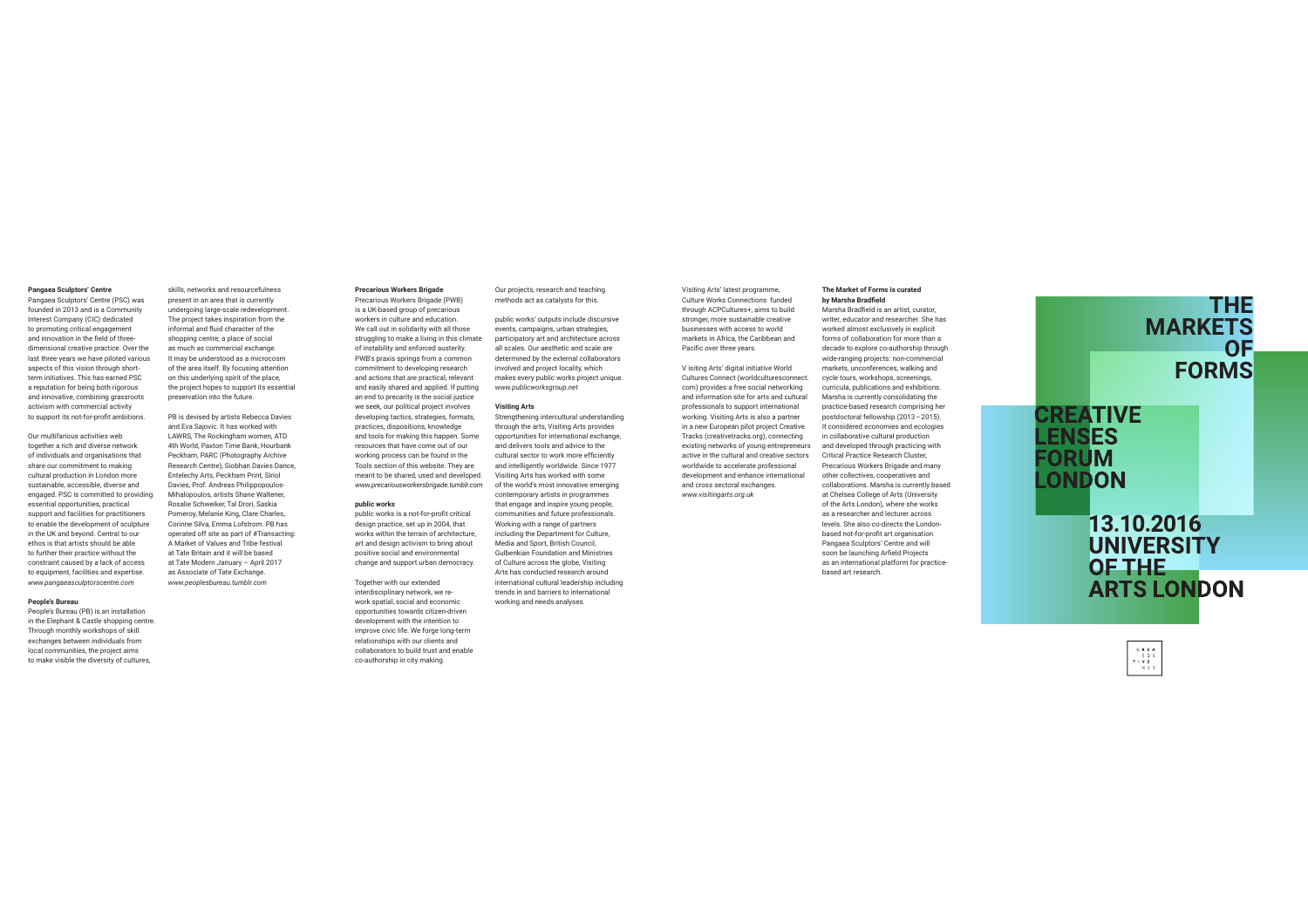### Pangaea Sculptors' Centre

Pangaea Sculptors' Centre (PSC) was founded in 2013 and is a Community Interest Company (CIC) dedicated to promoting critical engagement and innovation in the field of three-dimensional creative practice. Over the last three years we have piloted various aspects of this vision through short-term initiatives. This has earned PSC a reputation for being both rigorous and innovative, combining grassroots activism with commercial activity to support its not-for-profit ambitions.

Our multifarious activities web together a rich and diverse network of individuals and organisations that share our commitment to making cultural production in London more sustainable, accessible, diverse and engaged. PSC is committed to providing essential opportunities, practical support and facilities for practitioners to enable the development of sculpture in the UK and beyond. Central to our ethos is that artists should be able to further their practice without the constraint caused by a lack of access to equipment, facilities and expertise.
*www.pangaeasculptorscentre.com*

### People's Bureau

People's Bureau (PB) is an installation in the Elephant & Castle shopping centre. Through monthly workshops of skill exchanges between individuals from local communities, the project aims to make visible the diversity of cultures, skills, networks and resourcefulness present in an area that is currently undergoing large-scale redevelopment. The project takes inspiration from the informal and fluid character of the shopping centre; a place of social as much as commercial exchange. It may be understood as a microcosm of the area itself. By focusing attention on this underlying spirit of the place, the project hopes to support its essential preservation into the future.

PB is devised by artists Rebecca Davies and Eva Sajovic. It has worked with LAWRS, The Rockingham women, ATD 4th World, Paxton Time Bank, Hourbank Peckham, PARC (Photography Archive Research Centre), Siobhan Davies Dance, Entelechy Arts, Peckham Print, Siriol Davies, Prof. Andreas Philippopoulos-Mihalopoulos, artists Shane Waltener, Rosalie Schweiker, Tal Drori, Saskia Pomeroy, Melanie King, Clare Charles, Corinne Silva, Emma Lofstrom. PB has operated off site as part of #Transacting: A Market of Values and Tribe festival at Tate Britain and it will be based at Tate Modern January – April 2017 as Associate of Tate Exchange.
*www.peoplesbureau.tumblr.com*

### Precarious Workers Brigade

Precarious Workers Brigade (PWB) is a UK-based group of precarious workers in culture and education. We call out in solidarity with all those struggling to make a living in this climate of instability and enforced austerity. PWB's praxis springs from a common commitment to developing research and actions that are practical, relevant and easily shared and applied. If putting an end to precarity is the social justice we seek, our political project involves developing tactics, strategies, formats, practices, dispositions, knowledge and tools for making this happen. Some resources that have come out of our working process can be found in the Tools section of this website. They are meant to be shared, used and developed.
*www.precariousworkersbrigade.tumblr.com*

### public works

public works is a not-for-profit critical design practice, set up in 2004, that works within the terrain of architecture, art and design activism to bring about positive social and environmental change and support urban democracy.

Together with our extended interdisciplinary network, we re-work spatial, social and economic opportunities towards citizen-driven development with the intention to improve civic life. We forge long-term relationships with our clients and collaborators to build trust and enable co-authorship in city making.

Our projects, research and teaching methods act as catalysts for this.

public works' outputs include discursive events, campaigns, urban strategies, participatory art and architecture across all scales. Our aesthetic and scale are determined by the external collaborators involved and project locality, which makes every public works project unique.
*www.publicworksgroup.net*

### Visiting Arts

Strengthening intercultural understanding through the arts, Visiting Arts provides opportunities for international exchange, and delivers tools and advice to the cultural sector to work more efficiently and intelligently worldwide. Since 1977 Visiting Arts has worked with some of the world's most innovative emerging contemporary artists in programmes that engage and inspire young people, communities and future professionals. Working with a range of partners including the Department for Culture, Media and Sport, British Council, Gulbenkian Foundation and Ministries of Culture across the globe, Visiting Arts has conducted research around international cultural leadership including trends in and barriers to international working and needs analyses.

Visiting Arts' latest programme, Culture Works Connections funded through ACPCultures+, aims to build stronger, more sustainable creative businesses with access to world markets in Africa, the Caribbean and Pacific over three years.

V isiting Arts' digital initiative World Cultures Connect (worldculturesconnect.com) provides a free social networking and information site for arts and cultural professionals to support international working. Visiting Arts is also a partner in a new European pilot project Creative Tracks (creativetracks.org), connecting existing networks of young entrepreneurs active in the cultural and creative sectors worldwide to accelerate professional development and enhance international and cross sectoral exchanges.
*www.visitingarts.org.uk*

### The Market of Forms is curated by Marsha Bradfield

Marsha Bradfield is an artist, curator, writer, educator and researcher. She has worked almost exclusively in explicit forms of collaboration for more than a decade to explore co-authorship through wide-ranging projects: non-commercial markets, unconferences, walking and cycle tours, workshops, screenings, curricula, publications and exhibitions. Marsha is currently consolidating the practice-based research comprising her postdoctoral fellowship (2013 – 2015). It considered economies and ecologies in collaborative cultural production and developed through practicing with Critical Practice Research Cluster, Precarious Workers Brigade and many other collectives, cooperatives and collaborations. Marsha is currently based at Chelsea College of Arts (University of the Arts London), where she works as a researcher and lecturer across levels. She also co-directs the London-based not-for-profit art organisation Pangaea Sculptors' Centre and will soon be launching Arfield Projects as an international platform for practice-based art research.

# THE MARKETS OF FORMS

# CREATIVE LENSES FORUM LONDON

# 13.10.2016 UNIVERSITY OF THE ARTS LONDON

CREA
SES
TIVE
N2 1